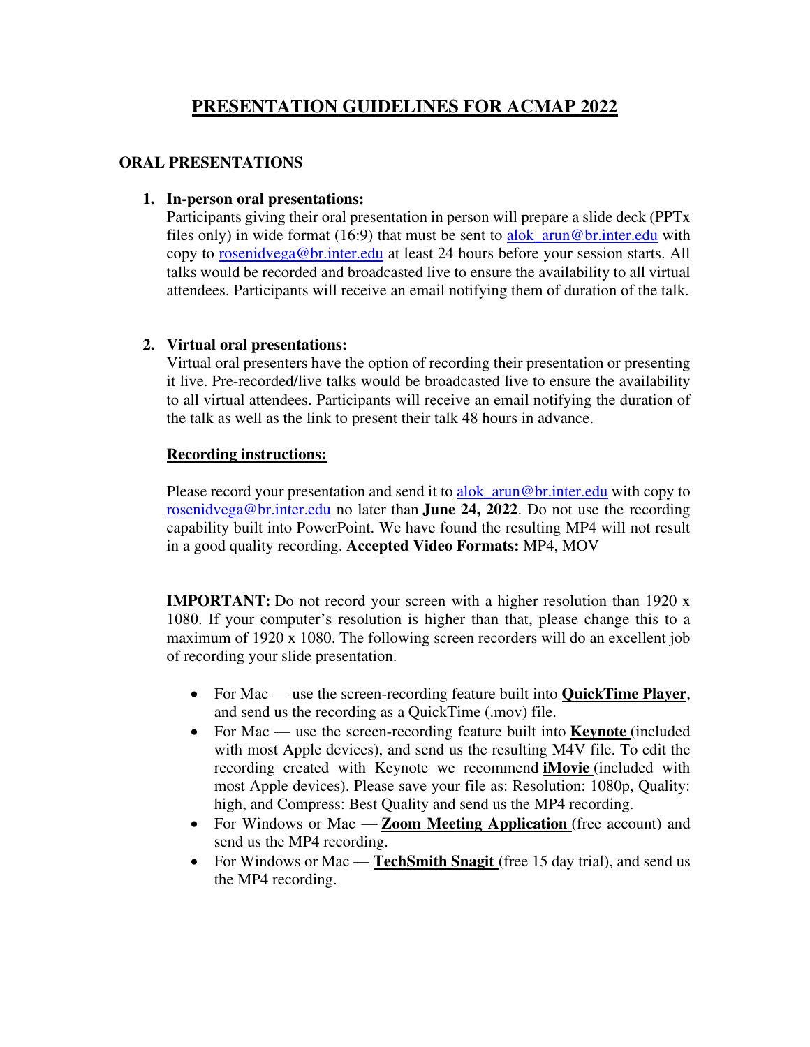# PRESENTATION GUIDELINES FOR ACMAP 2022

## ORAL PRESENTATIONS

1. **In-person oral presentations:**
   Participants giving their oral presentation in person will prepare a slide deck (PPTx files only) in wide format (16:9) that must be sent to alok_arun@br.inter.edu with copy to rosenidvega@br.inter.edu at least 24 hours before your session starts. All talks would be recorded and broadcasted live to ensure the availability to all virtual attendees. Participants will receive an email notifying them of duration of the talk.

2. **Virtual oral presentations:**
   Virtual oral presenters have the option of recording their presentation or presenting it live. Pre-recorded/live talks would be broadcasted live to ensure the availability to all virtual attendees. Participants will receive an email notifying the duration of the talk as well as the link to present their talk 48 hours in advance.

   **Recording instructions:**

   Please record your presentation and send it to alok_arun@br.inter.edu with copy to rosenidvega@br.inter.edu no later than **June 24, 2022**. Do not use the recording capability built into PowerPoint. We have found the resulting MP4 will not result in a good quality recording. **Accepted Video Formats:** MP4, MOV

   **IMPORTANT:** Do not record your screen with a higher resolution than 1920 x 1080. If your computer's resolution is higher than that, please change this to a maximum of 1920 x 1080. The following screen recorders will do an excellent job of recording your slide presentation.

   - For Mac — use the screen-recording feature built into **QuickTime Player**, and send us the recording as a QuickTime (.mov) file.
   - For Mac — use the screen-recording feature built into **Keynote** (included with most Apple devices), and send us the resulting M4V file. To edit the recording created with Keynote we recommend **iMovie** (included with most Apple devices). Please save your file as: Resolution: 1080p, Quality: high, and Compress: Best Quality and send us the MP4 recording.
   - For Windows or Mac — **Zoom Meeting Application** (free account) and send us the MP4 recording.
   - For Windows or Mac — **TechSmith Snagit** (free 15 day trial), and send us the MP4 recording.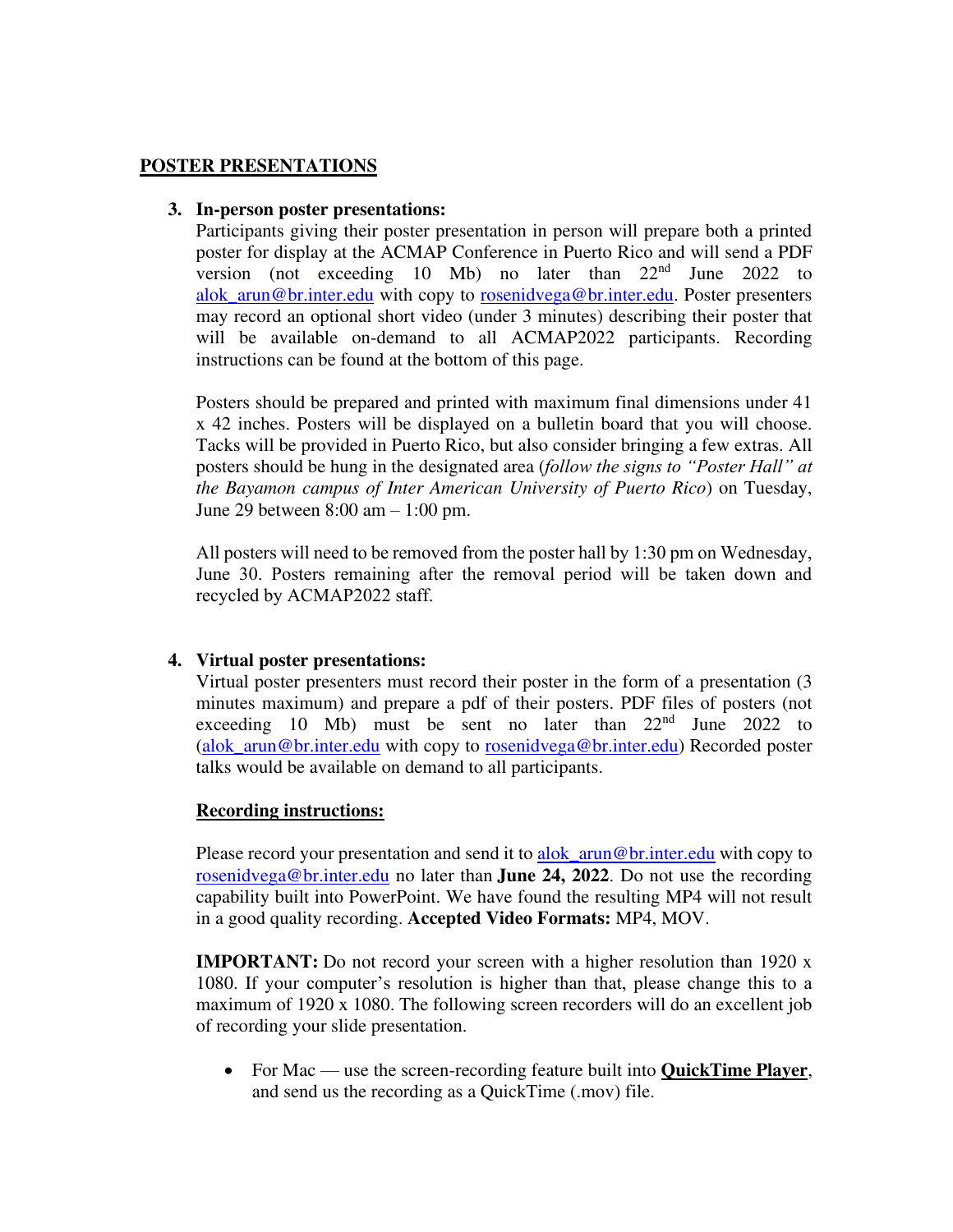## POSTER PRESENTATIONS

3. **In-person poster presentations:**
   Participants giving their poster presentation in person will prepare both a printed poster for display at the ACMAP Conference in Puerto Rico and will send a PDF version (not exceeding 10 Mb) no later than 22nd June 2022 to alok_arun@br.inter.edu with copy to rosenidvega@br.inter.edu. Poster presenters may record an optional short video (under 3 minutes) describing their poster that will be available on-demand to all ACMAP2022 participants. Recording instructions can be found at the bottom of this page.

   Posters should be prepared and printed with maximum final dimensions under 41 x 42 inches. Posters will be displayed on a bulletin board that you will choose. Tacks will be provided in Puerto Rico, but also consider bringing a few extras. All posters should be hung in the designated area (*follow the signs to "Poster Hall" at the Bayamon campus of Inter American University of Puerto Rico*) on Tuesday, June 29 between 8:00 am – 1:00 pm.

   All posters will need to be removed from the poster hall by 1:30 pm on Wednesday, June 30. Posters remaining after the removal period will be taken down and recycled by ACMAP2022 staff.

4. **Virtual poster presentations:**
   Virtual poster presenters must record their poster in the form of a presentation (3 minutes maximum) and prepare a pdf of their posters. PDF files of posters (not exceeding 10 Mb) must be sent no later than 22nd June 2022 to (alok_arun@br.inter.edu with copy to rosenidvega@br.inter.edu) Recorded poster talks would be available on demand to all participants.

   **Recording instructions:**

   Please record your presentation and send it to alok_arun@br.inter.edu with copy to rosenidvega@br.inter.edu no later than **June 24, 2022**. Do not use the recording capability built into PowerPoint. We have found the resulting MP4 will not result in a good quality recording. **Accepted Video Formats:** MP4, MOV.

   **IMPORTANT:** Do not record your screen with a higher resolution than 1920 x 1080. If your computer's resolution is higher than that, please change this to a maximum of 1920 x 1080. The following screen recorders will do an excellent job of recording your slide presentation.

   - For Mac — use the screen-recording feature built into **QuickTime Player**, and send us the recording as a QuickTime (.mov) file.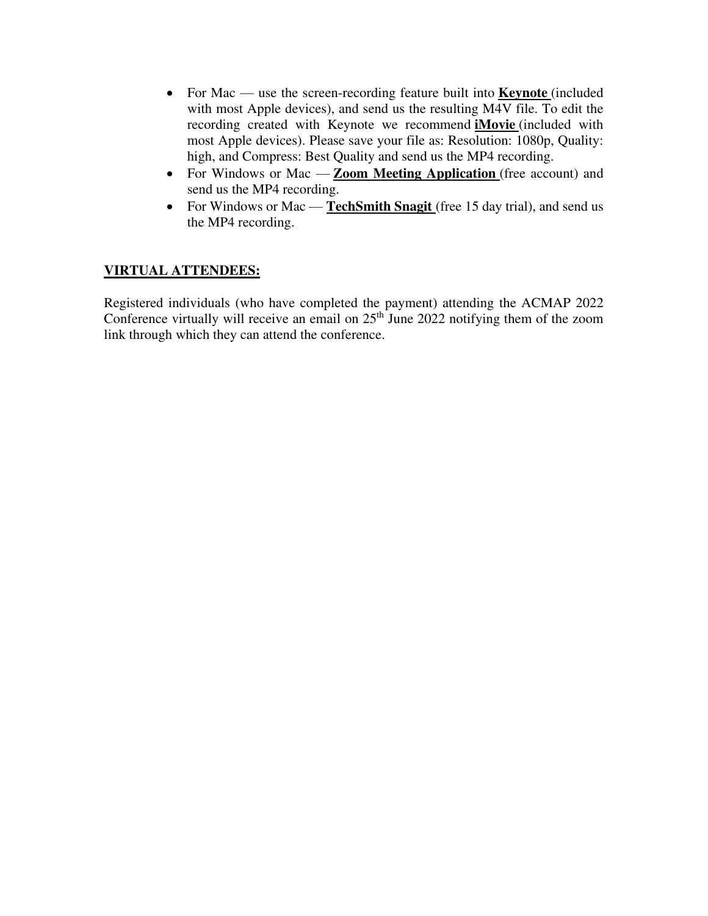- For Mac — use the screen-recording feature built into **Keynote** (included with most Apple devices), and send us the resulting M4V file. To edit the recording created with Keynote we recommend **iMovie** (included with most Apple devices). Please save your file as: Resolution: 1080p, Quality: high, and Compress: Best Quality and send us the MP4 recording.
- For Windows or Mac — **Zoom Meeting Application** (free account) and send us the MP4 recording.
- For Windows or Mac — **TechSmith Snagit** (free 15 day trial), and send us the MP4 recording.

**VIRTUAL ATTENDEES:**

Registered individuals (who have completed the payment) attending the ACMAP 2022 Conference virtually will receive an email on 25th June 2022 notifying them of the zoom link through which they can attend the conference.